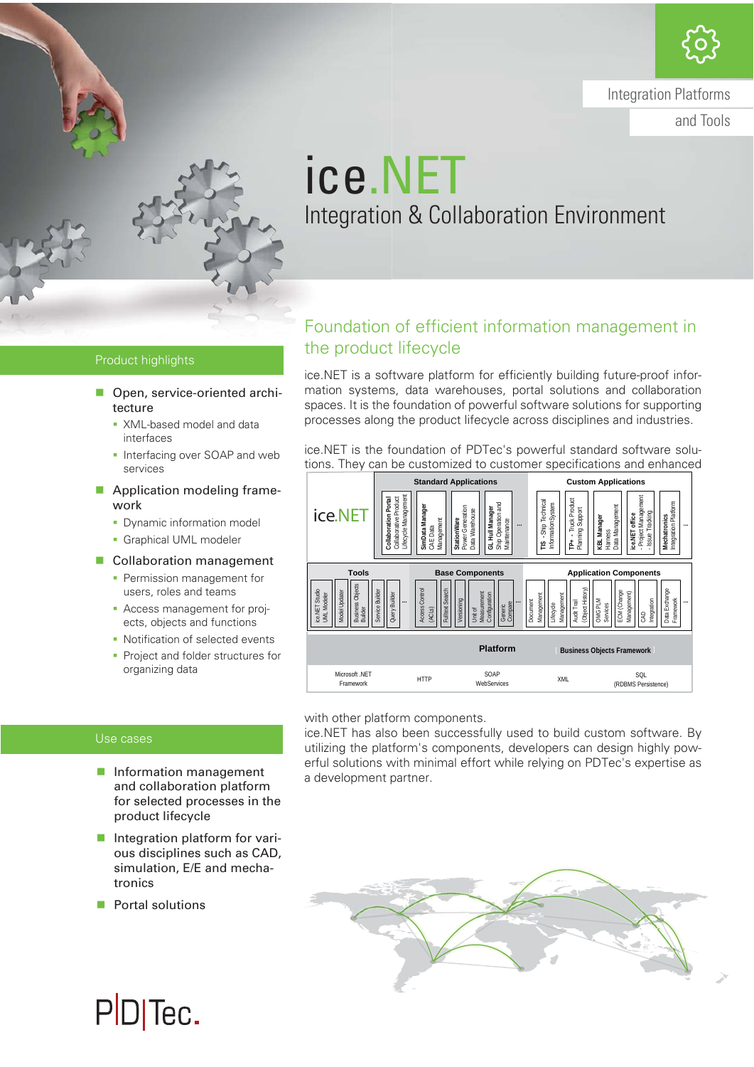Integration Platforms and Tools

# ice.NET

## Integration & Collaboration Environment

## Foundation of efficient information management in the product lifecycle

ice.NET is a software platform for efficiently building future-proof information systems, data warehouses, portal solutions and collaboration spaces. It is the foundation of powerful software solutions for supporting processes along the product lifecycle across disciplines and industries.

ice.NET is the foundation of PDTec's powerful standard software solutions. They can be customized to customer specifications and enhanced with other platform components.

ice.NET has also been successfully used to build custom software. By utilizing the platform's components, developers can design highly powerful solutions with minimal effort while relying on PDTec's expertise as a development partner.

| ice.NET | Standard Applications | | | | | Custom Applications | | | | | |
|---|---|---|---|---|---|---|---|---|---|---|---|
| | Collaboration Portal – Collaborative Product Lifecycle Management | SimData Manager – CAE Data Management | StationWare – Power Generation Data Warehouse | GL Hull Manager – Ship Operation and Maintenance | ... | TIS – Ship Technical Information System | TP+ – Truck Product Planning Support | KBL Manager – Harness Data Management | ice.NET office – Project Management – Issue Tracking | Mechatronics Integration Platform | ... |

| Tools | | | | | | Base Components | | | | | | Application Components | | | | | | | |
|---|---|---|---|---|---|---|---|---|---|---|---|---|---|---|---|---|---|---|---|
| ice.NET Studio UML Modeler | Model Updater | Business Objects Builder | Service Builder | Query Builder | ... | Access Control (ACLs) | Fulltext Search | Versioning | Unit of Measurement Configuration | Generic Compare | ... | Document Management | Lifecycle Management | Audit Trail (Object History) | OMG PLM Services | ECM (Change Management) | CAD Integration | Data Exchange Framework | ... |

| Platform | Business Objects Framework | | | |
|---|---|---|---|---|
| Microsoft .NET Framework | HTTP | SOAP WebServices | XML | SQL (RDBMS Persistence) |

## Product highlights

- Open, service-oriented architecture
  - XML-based model and data interfaces
  - Interfacing over SOAP and web services
- Application modeling framework
  - Dynamic information model
  - Graphical UML modeler
- Collaboration management
  - Permission management for users, roles and teams
  - Access management for projects, objects and functions
  - Notification of selected events
  - Project and folder structures for organizing data

## Use cases

- Information management and collaboration platform for selected processes in the product lifecycle
- Integration platform for various disciplines such as CAD, simulation, E/E and mechatronics
- Portal solutions

PDTec.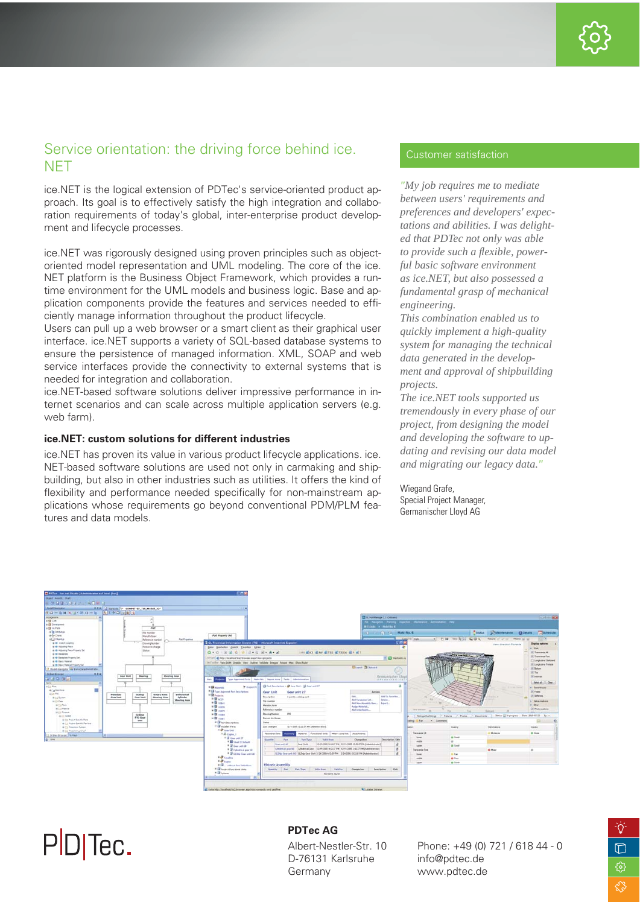## Service orientation: the driving force behind ice.NET

ice.NET is the logical extension of PDTec's service-oriented product approach. Its goal is to effectively satisfy the high integration and collaboration requirements of today's global, inter-enterprise product development and lifecycle processes.

ice.NET was rigorously designed using proven principles such as object-oriented model representation and UML modeling. The core of the ice.NET platform is the Business Object Framework, which provides a runtime environment for the UML models and business logic. Base and application components provide the features and services needed to efficiently manage information throughout the product lifecycle.
Users can pull up a web browser or a smart client as their graphical user interface. ice.NET supports a variety of SQL-based database systems to ensure the persistence of managed information. XML, SOAP and web service interfaces provide the connectivity to external systems that is needed for integration and collaboration.
ice.NET-based software solutions deliver impressive performance in internet scenarios and can scale across multiple application servers (e.g. web farm).

### ice.NET: custom solutions for different industries

ice.NET has proven its value in various product lifecycle applications. ice.NET-based software solutions are used not only in carmaking and shipbuilding, but also in other industries such as utilities. It offers the kind of flexibility and performance needed specifically for non-mainstream applications whose requirements go beyond conventional PDM/PLM features and data models.

## Customer satisfaction

*"My job requires me to mediate between users' requirements and preferences and developers' expectations and abilities. I was delighted that PDTec not only was able to provide such a flexible, powerful basic software environment as ice.NET, but also possessed a fundamental grasp of mechanical engineering.*
*This combination enabled us to quickly implement a high-quality system for managing the technical data generated in the development and approval of shipbuilding projects.*
*The ice.NET tools supported us tremendously in every phase of our project, from designing the model and developing the software to updating and revising our data model and migrating our legacy data."*

Wiegand Grafe,
Special Project Manager,
Germanischer Lloyd AG

P|D|Tec.

**PDTec AG**

Albert-Nestler-Str. 10
D-76131 Karlsruhe
Germany

Phone: +49 (0) 721 / 618 44 - 0
info@pdtec.de
www.pdtec.de